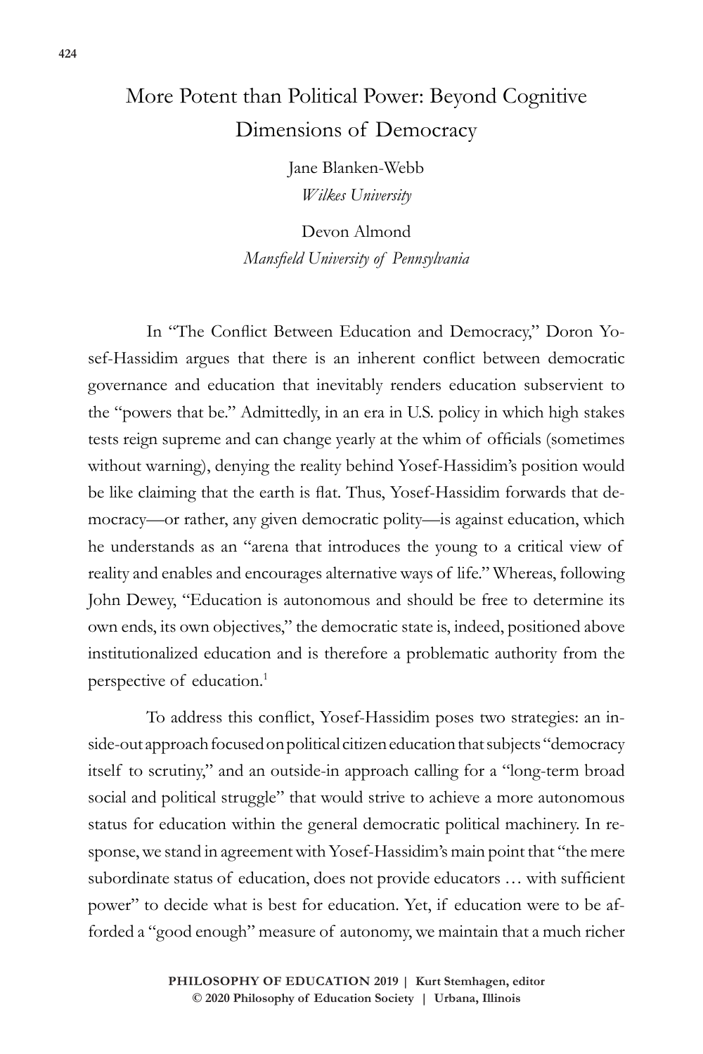# More Potent than Political Power: Beyond Cognitive Dimensions of Democracy

Jane Blanken-Webb
*Wilkes University*

Devon Almond
*Mansfield University of Pennsylvania*

In "The Conflict Between Education and Democracy," Doron Yosef-Hassidim argues that there is an inherent conflict between democratic governance and education that inevitably renders education subservient to the "powers that be." Admittedly, in an era in U.S. policy in which high stakes tests reign supreme and can change yearly at the whim of officials (sometimes without warning), denying the reality behind Yosef-Hassidim's position would be like claiming that the earth is flat. Thus, Yosef-Hassidim forwards that democracy—or rather, any given democratic polity—is against education, which he understands as an "arena that introduces the young to a critical view of reality and enables and encourages alternative ways of life." Whereas, following John Dewey, "Education is autonomous and should be free to determine its own ends, its own objectives," the democratic state is, indeed, positioned above institutionalized education and is therefore a problematic authority from the perspective of education.[1]

To address this conflict, Yosef-Hassidim poses two strategies: an inside-out approach focused on political citizen education that subjects "democracy itself to scrutiny," and an outside-in approach calling for a "long-term broad social and political struggle" that would strive to achieve a more autonomous status for education within the general democratic political machinery. In response, we stand in agreement with Yosef-Hassidim's main point that "the mere subordinate status of education, does not provide educators … with sufficient power" to decide what is best for education. Yet, if education were to be afforded a "good enough" measure of autonomy, we maintain that a much richer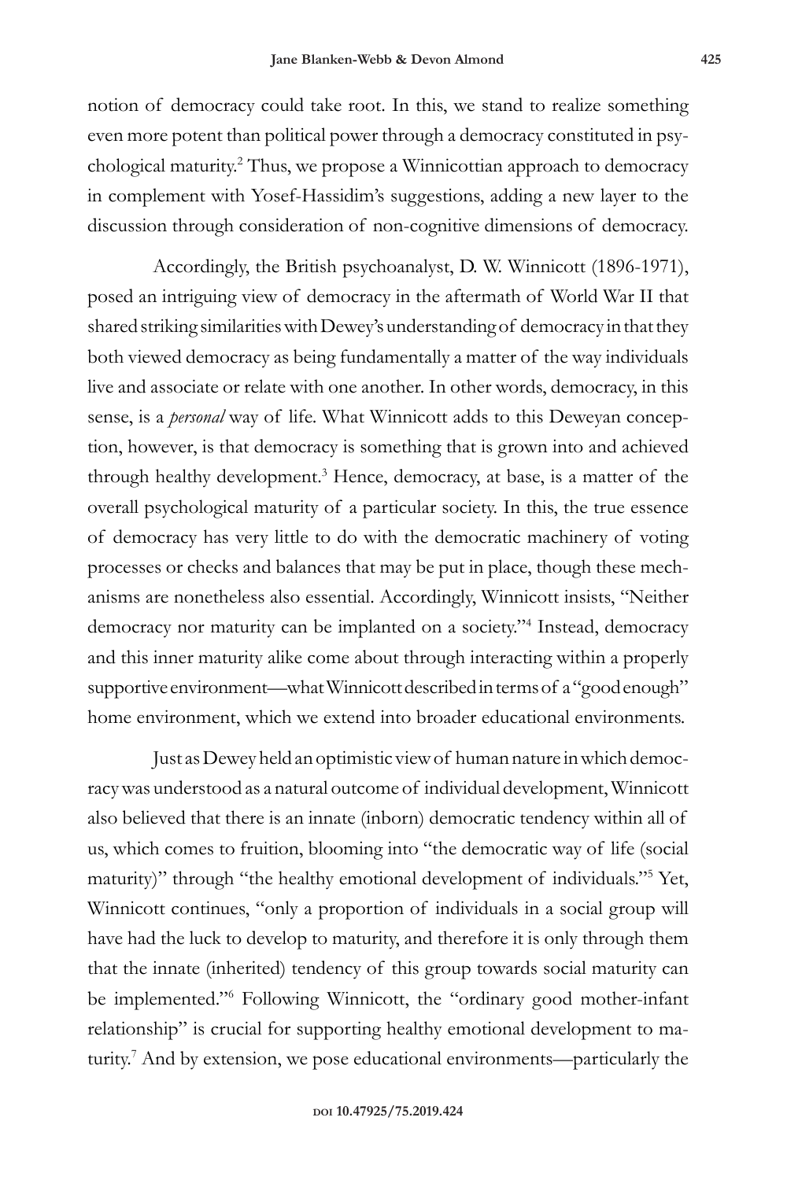notion of democracy could take root. In this, we stand to realize something even more potent than political power through a democracy constituted in psychological maturity.[2] Thus, we propose a Winnicottian approach to democracy in complement with Yosef-Hassidim's suggestions, adding a new layer to the discussion through consideration of non-cognitive dimensions of democracy.

Accordingly, the British psychoanalyst, D. W. Winnicott (1896-1971), posed an intriguing view of democracy in the aftermath of World War II that shared striking similarities with Dewey's understanding of democracy in that they both viewed democracy as being fundamentally a matter of the way individuals live and associate or relate with one another. In other words, democracy, in this sense, is a *personal* way of life. What Winnicott adds to this Deweyan conception, however, is that democracy is something that is grown into and achieved through healthy development.[3] Hence, democracy, at base, is a matter of the overall psychological maturity of a particular society. In this, the true essence of democracy has very little to do with the democratic machinery of voting processes or checks and balances that may be put in place, though these mechanisms are nonetheless also essential. Accordingly, Winnicott insists, "Neither democracy nor maturity can be implanted on a society."[4] Instead, democracy and this inner maturity alike come about through interacting within a properly supportive environment—what Winnicott described in terms of a "good enough" home environment, which we extend into broader educational environments.

Just as Dewey held an optimistic view of human nature in which democracy was understood as a natural outcome of individual development, Winnicott also believed that there is an innate (inborn) democratic tendency within all of us, which comes to fruition, blooming into "the democratic way of life (social maturity)" through "the healthy emotional development of individuals."[5] Yet, Winnicott continues, "only a proportion of individuals in a social group will have had the luck to develop to maturity, and therefore it is only through them that the innate (inherited) tendency of this group towards social maturity can be implemented."[6] Following Winnicott, the "ordinary good mother-infant relationship" is crucial for supporting healthy emotional development to maturity.[7] And by extension, we pose educational environments—particularly the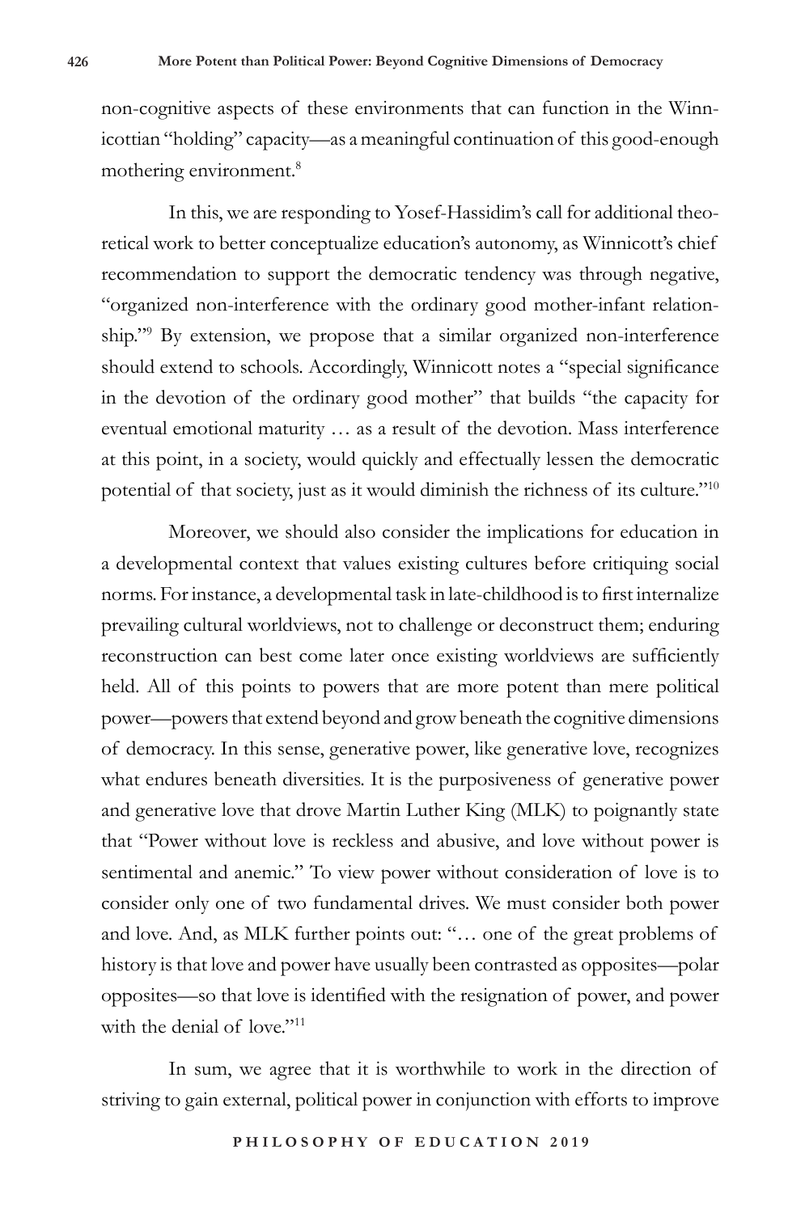non-cognitive aspects of these environments that can function in the Winnicottian "holding" capacity—as a meaningful continuation of this good-enough mothering environment.[8]

In this, we are responding to Yosef-Hassidim's call for additional theoretical work to better conceptualize education's autonomy, as Winnicott's chief recommendation to support the democratic tendency was through negative, "organized non-interference with the ordinary good mother-infant relationship."[9] By extension, we propose that a similar organized non-interference should extend to schools. Accordingly, Winnicott notes a "special significance in the devotion of the ordinary good mother" that builds "the capacity for eventual emotional maturity … as a result of the devotion. Mass interference at this point, in a society, would quickly and effectually lessen the democratic potential of that society, just as it would diminish the richness of its culture."[10]

Moreover, we should also consider the implications for education in a developmental context that values existing cultures before critiquing social norms. For instance, a developmental task in late-childhood is to first internalize prevailing cultural worldviews, not to challenge or deconstruct them; enduring reconstruction can best come later once existing worldviews are sufficiently held. All of this points to powers that are more potent than mere political power—powers that extend beyond and grow beneath the cognitive dimensions of democracy. In this sense, generative power, like generative love, recognizes what endures beneath diversities. It is the purposiveness of generative power and generative love that drove Martin Luther King (MLK) to poignantly state that "Power without love is reckless and abusive, and love without power is sentimental and anemic." To view power without consideration of love is to consider only one of two fundamental drives. We must consider both power and love. And, as MLK further points out: "… one of the great problems of history is that love and power have usually been contrasted as opposites—polar opposites—so that love is identified with the resignation of power, and power with the denial of love."[11]

In sum, we agree that it is worthwhile to work in the direction of striving to gain external, political power in conjunction with efforts to improve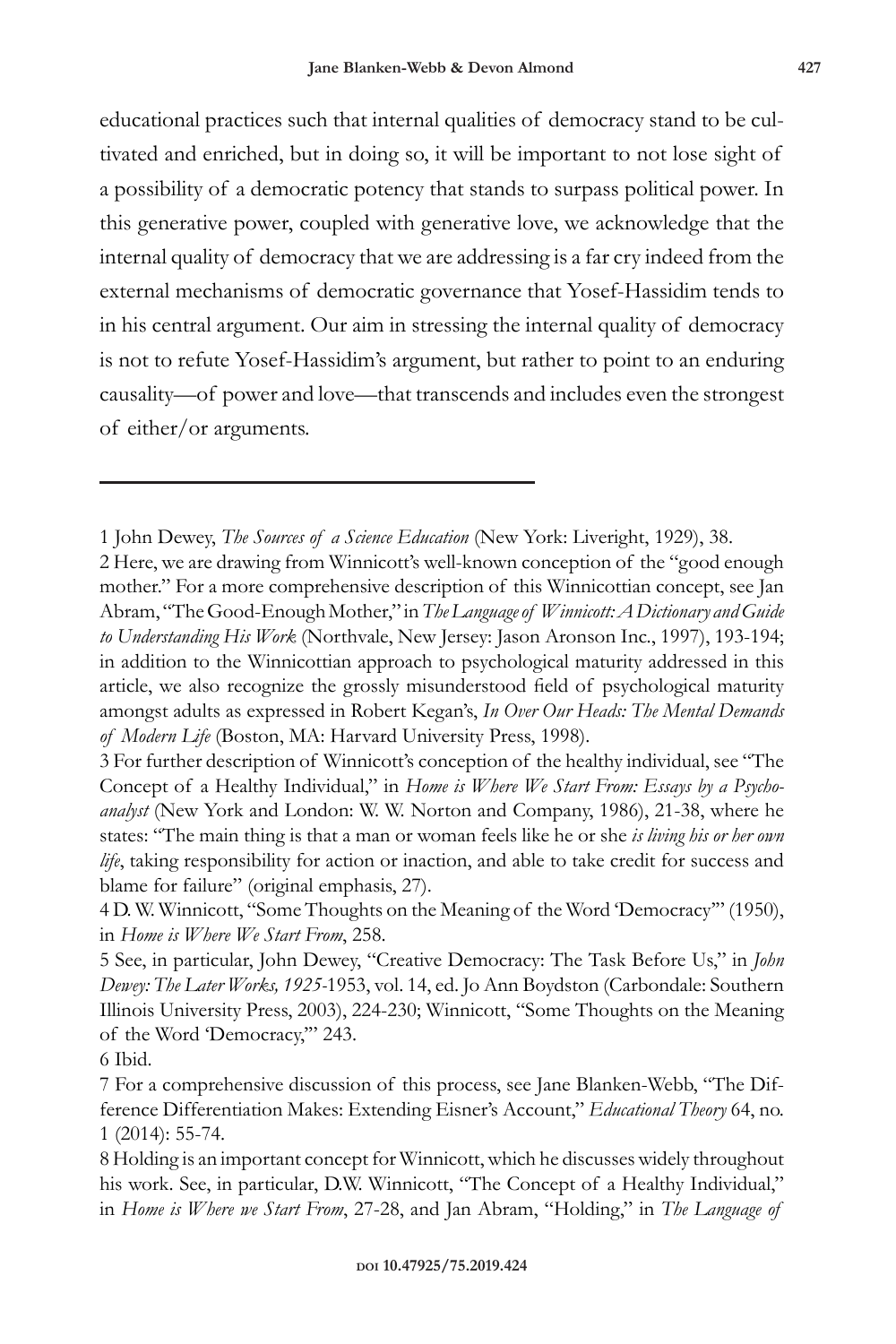educational practices such that internal qualities of democracy stand to be cultivated and enriched, but in doing so, it will be important to not lose sight of a possibility of a democratic potency that stands to surpass political power. In this generative power, coupled with generative love, we acknowledge that the internal quality of democracy that we are addressing is a far cry indeed from the external mechanisms of democratic governance that Yosef-Hassidim tends to in his central argument. Our aim in stressing the internal quality of democracy is not to refute Yosef-Hassidim's argument, but rather to point to an enduring causality—of power and love—that transcends and includes even the strongest of either/or arguments.

---

1 John Dewey, *The Sources of a Science Education* (New York: Liveright, 1929), 38.

2 Here, we are drawing from Winnicott's well-known conception of the "good enough mother." For a more comprehensive description of this Winnicottian concept, see Jan Abram, "The Good-Enough Mother," in *The Language of Winnicott: A Dictionary and Guide to Understanding His Work* (Northvale, New Jersey: Jason Aronson Inc., 1997), 193-194; in addition to the Winnicottian approach to psychological maturity addressed in this article, we also recognize the grossly misunderstood field of psychological maturity amongst adults as expressed in Robert Kegan's, *In Over Our Heads: The Mental Demands of Modern Life* (Boston, MA: Harvard University Press, 1998).

3 For further description of Winnicott's conception of the healthy individual, see "The Concept of a Healthy Individual," in *Home is Where We Start From: Essays by a Psychoanalyst* (New York and London: W. W. Norton and Company, 1986), 21-38, where he states: "The main thing is that a man or woman feels like he or she *is living his or her own life*, taking responsibility for action or inaction, and able to take credit for success and blame for failure" (original emphasis, 27).

4 D. W. Winnicott, "Some Thoughts on the Meaning of the Word 'Democracy'" (1950), in *Home is Where We Start From*, 258.

5 See, in particular, John Dewey, "Creative Democracy: The Task Before Us," in *John Dewey: The Later Works, 1925*-1953, vol. 14, ed. Jo Ann Boydston (Carbondale: Southern Illinois University Press, 2003), 224-230; Winnicott, "Some Thoughts on the Meaning of the Word 'Democracy,'" 243.

6 Ibid.

7 For a comprehensive discussion of this process, see Jane Blanken-Webb, "The Difference Differentiation Makes: Extending Eisner's Account," *Educational Theory* 64, no. 1 (2014): 55-74.

8 Holding is an important concept for Winnicott, which he discusses widely throughout his work. See, in particular, D.W. Winnicott, "The Concept of a Healthy Individual," in *Home is Where we Start From*, 27-28, and Jan Abram, "Holding," in *The Language of*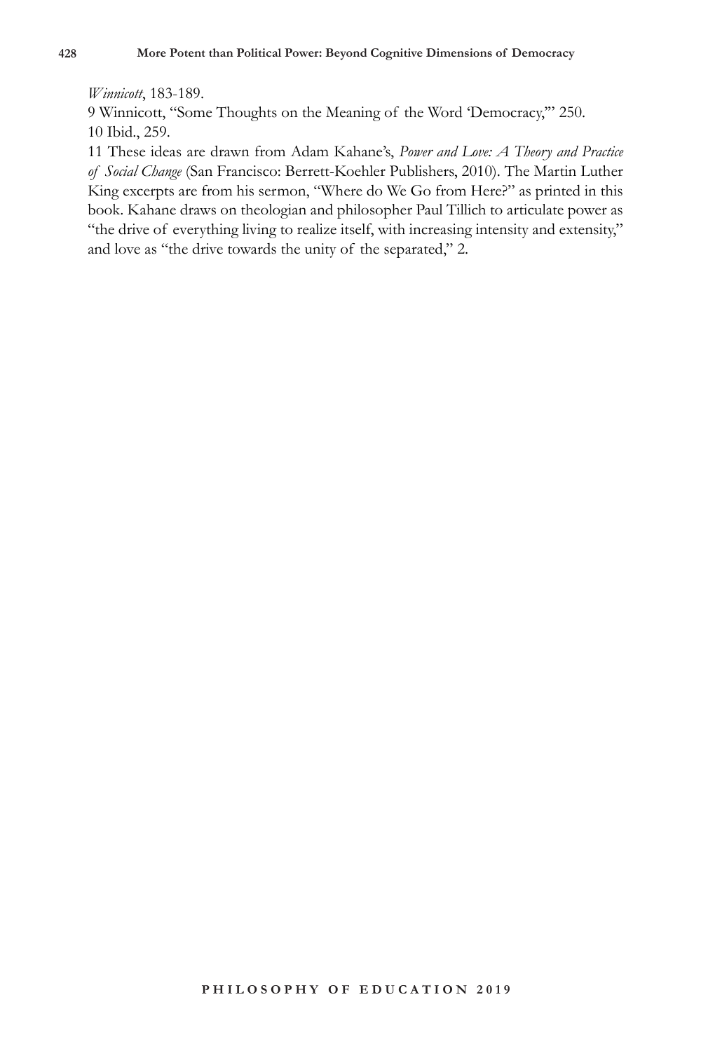*Winnicott*, 183-189.

9 Winnicott, "Some Thoughts on the Meaning of the Word 'Democracy,'" 250.

10 Ibid., 259.

11 These ideas are drawn from Adam Kahane's, *Power and Love: A Theory and Practice of Social Change* (San Francisco: Berrett-Koehler Publishers, 2010). The Martin Luther King excerpts are from his sermon, "Where do We Go from Here?" as printed in this book. Kahane draws on theologian and philosopher Paul Tillich to articulate power as "the drive of everything living to realize itself, with increasing intensity and extensity," and love as "the drive towards the unity of the separated," 2.